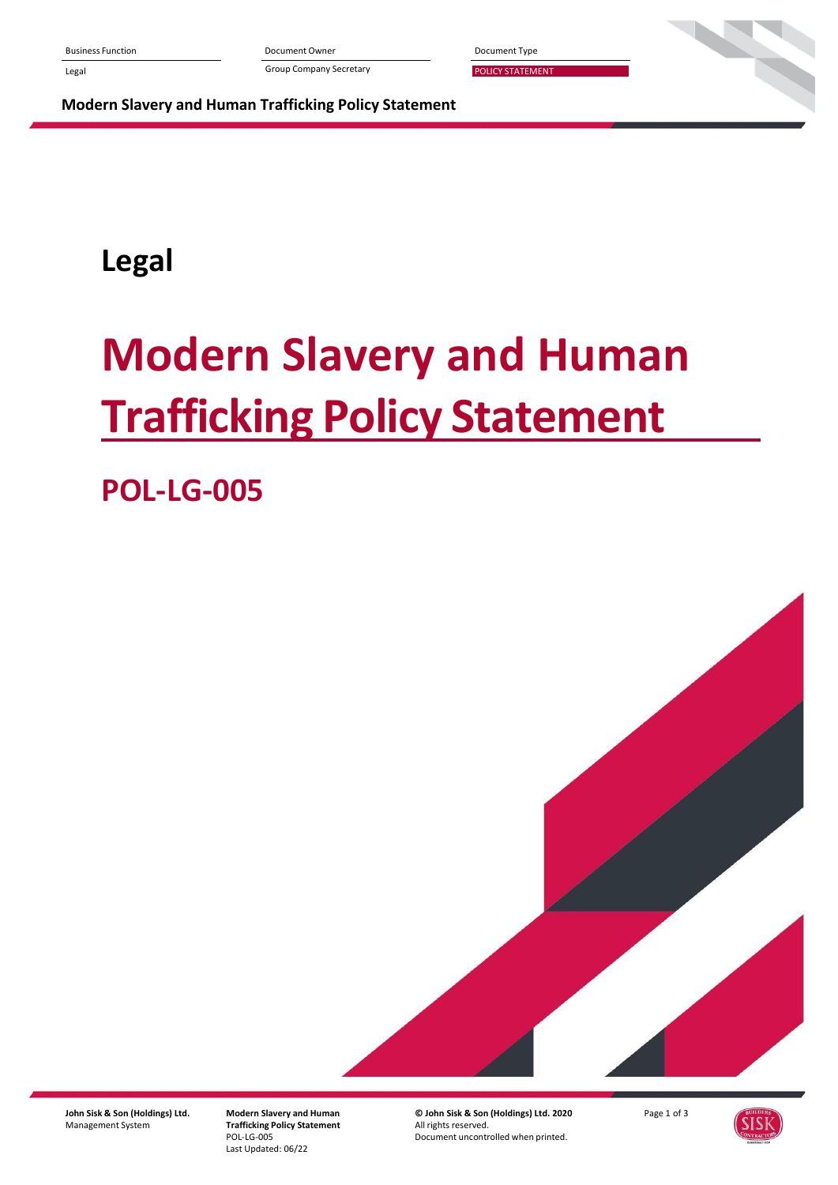| Business Function | Document Owner | Document Type |
| --- | --- | --- |
| Legal | Group Company Secretary | POLICY STATEMENT |

**Modern Slavery and Human Trafficking Policy Statement**

# Legal

# Modern Slavery and Human Trafficking Policy Statement

## POL-LG-005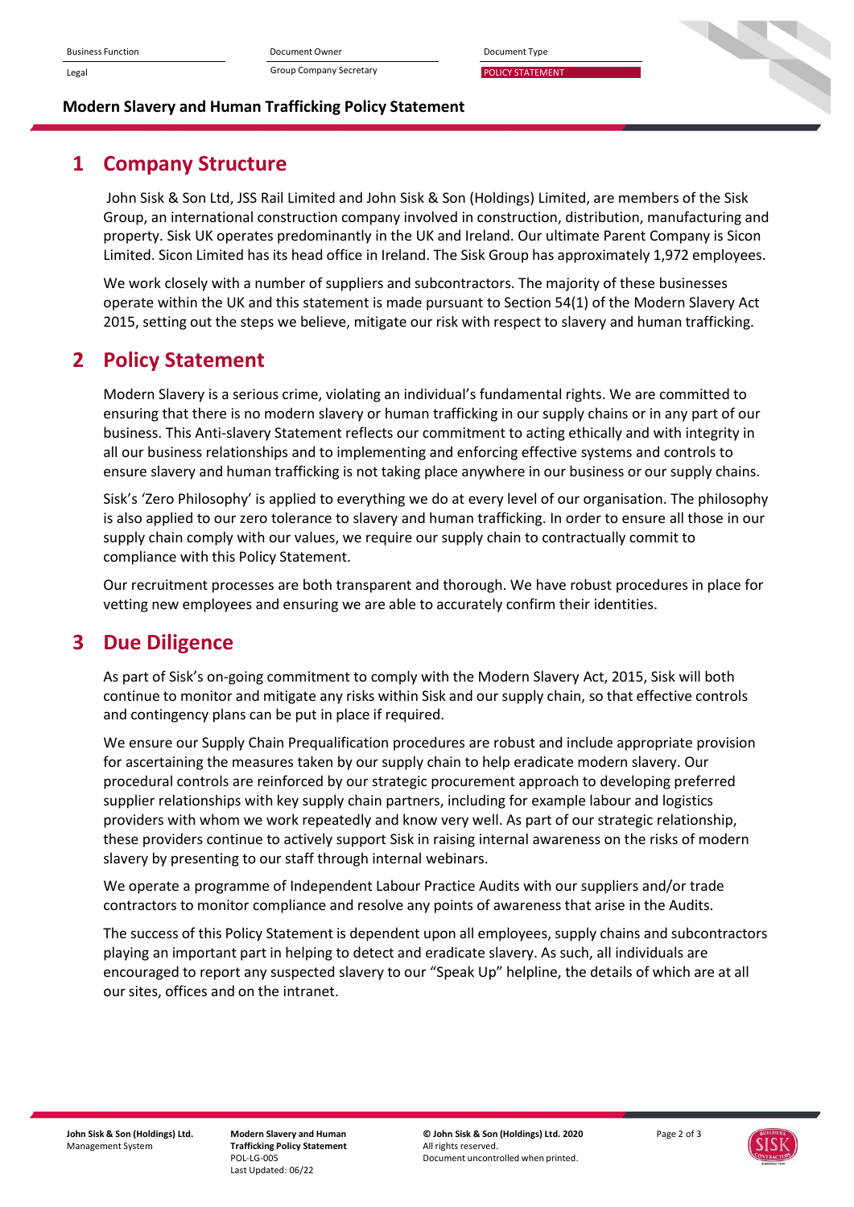## 1 Company Structure

John Sisk & Son Ltd, JSS Rail Limited and John Sisk & Son (Holdings) Limited, are members of the Sisk Group, an international construction company involved in construction, distribution, manufacturing and property. Sisk UK operates predominantly in the UK and Ireland. Our ultimate Parent Company is Sicon Limited. Sicon Limited has its head office in Ireland. The Sisk Group has approximately 1,972 employees.

We work closely with a number of suppliers and subcontractors. The majority of these businesses operate within the UK and this statement is made pursuant to Section 54(1) of the Modern Slavery Act 2015, setting out the steps we believe, mitigate our risk with respect to slavery and human trafficking.

## 2 Policy Statement

Modern Slavery is a serious crime, violating an individual's fundamental rights. We are committed to ensuring that there is no modern slavery or human trafficking in our supply chains or in any part of our business. This Anti-slavery Statement reflects our commitment to acting ethically and with integrity in all our business relationships and to implementing and enforcing effective systems and controls to ensure slavery and human trafficking is not taking place anywhere in our business or our supply chains.

Sisk's 'Zero Philosophy' is applied to everything we do at every level of our organisation. The philosophy is also applied to our zero tolerance to slavery and human trafficking. In order to ensure all those in our supply chain comply with our values, we require our supply chain to contractually commit to compliance with this Policy Statement.

Our recruitment processes are both transparent and thorough. We have robust procedures in place for vetting new employees and ensuring we are able to accurately confirm their identities.

## 3 Due Diligence

As part of Sisk's on-going commitment to comply with the Modern Slavery Act, 2015, Sisk will both continue to monitor and mitigate any risks within Sisk and our supply chain, so that effective controls and contingency plans can be put in place if required.

We ensure our Supply Chain Prequalification procedures are robust and include appropriate provision for ascertaining the measures taken by our supply chain to help eradicate modern slavery. Our procedural controls are reinforced by our strategic procurement approach to developing preferred supplier relationships with key supply chain partners, including for example labour and logistics providers with whom we work repeatedly and know very well. As part of our strategic relationship, these providers continue to actively support Sisk in raising internal awareness on the risks of modern slavery by presenting to our staff through internal webinars.

We operate a programme of Independent Labour Practice Audits with our suppliers and/or trade contractors to monitor compliance and resolve any points of awareness that arise in the Audits.

The success of this Policy Statement is dependent upon all employees, supply chains and subcontractors playing an important part in helping to detect and eradicate slavery. As such, all individuals are encouraged to report any suspected slavery to our "Speak Up" helpline, the details of which are at all our sites, offices and on the intranet.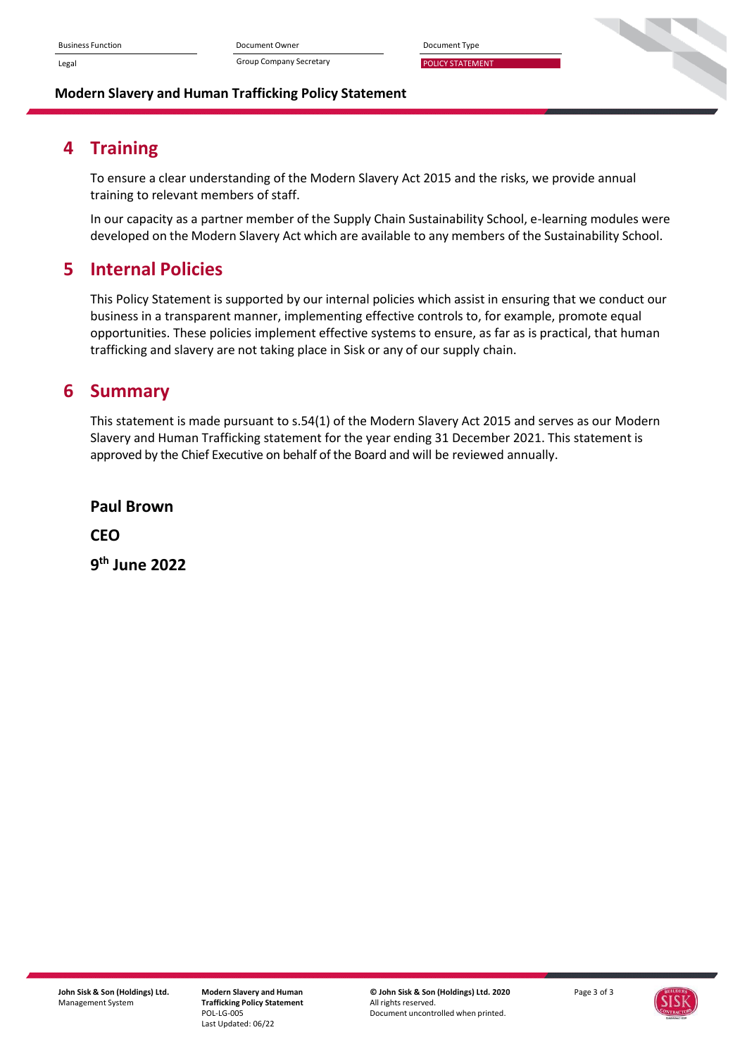## 4 Training

To ensure a clear understanding of the Modern Slavery Act 2015 and the risks, we provide annual training to relevant members of staff.

In our capacity as a partner member of the Supply Chain Sustainability School, e-learning modules were developed on the Modern Slavery Act which are available to any members of the Sustainability School.

## 5 Internal Policies

This Policy Statement is supported by our internal policies which assist in ensuring that we conduct our business in a transparent manner, implementing effective controls to, for example, promote equal opportunities. These policies implement effective systems to ensure, as far as is practical, that human trafficking and slavery are not taking place in Sisk or any of our supply chain.

## 6 Summary

This statement is made pursuant to s.54(1) of the Modern Slavery Act 2015 and serves as our Modern Slavery and Human Trafficking statement for the year ending 31 December 2021. This statement is approved by the Chief Executive on behalf of the Board and will be reviewed annually.

**Paul Brown**

**CEO**

**9th June 2022**